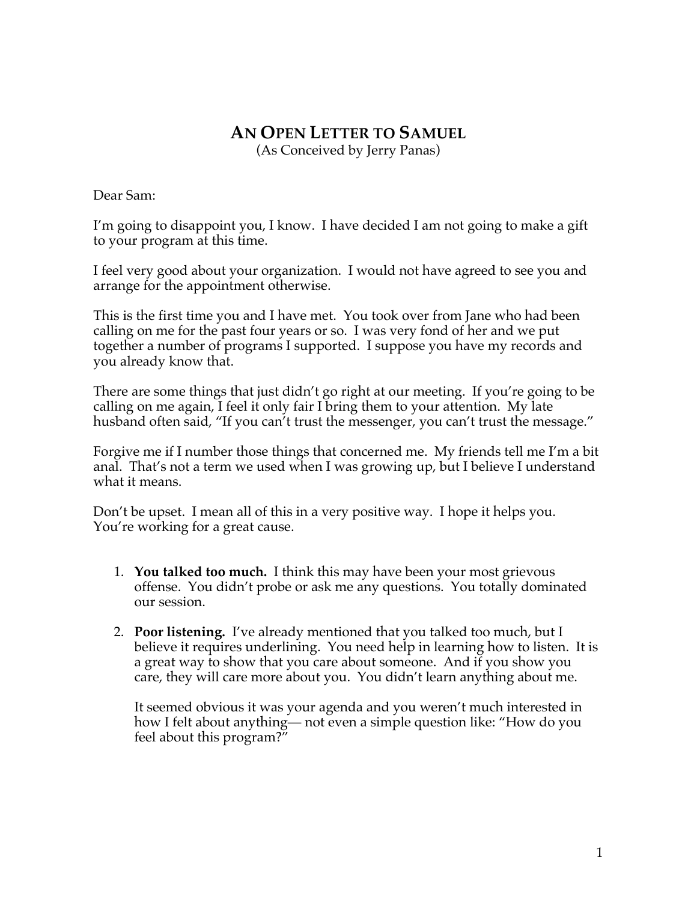# An Open Letter to Samuel

(As Conceived by Jerry Panas)

Dear Sam:

I'm going to disappoint you, I know. I have decided I am not going to make a gift to your program at this time.

I feel very good about your organization. I would not have agreed to see you and arrange for the appointment otherwise.

This is the first time you and I have met. You took over from Jane who had been calling on me for the past four years or so. I was very fond of her and we put together a number of programs I supported. I suppose you have my records and you already know that.

There are some things that just didn't go right at our meeting. If you're going to be calling on me again, I feel it only fair I bring them to your attention. My late husband often said, "If you can't trust the messenger, you can't trust the message."

Forgive me if I number those things that concerned me. My friends tell me I'm a bit anal. That's not a term we used when I was growing up, but I believe I understand what it means.

Don't be upset. I mean all of this in a very positive way. I hope it helps you. You're working for a great cause.

1. **You talked too much.** I think this may have been your most grievous offense. You didn't probe or ask me any questions. You totally dominated our session.

2. **Poor listening.** I've already mentioned that you talked too much, but I believe it requires underlining. You need help in learning how to listen. It is a great way to show that you care about someone. And if you show you care, they will care more about you. You didn't learn anything about me.

   It seemed obvious it was your agenda and you weren't much interested in how I felt about anything— not even a simple question like: "How do you feel about this program?"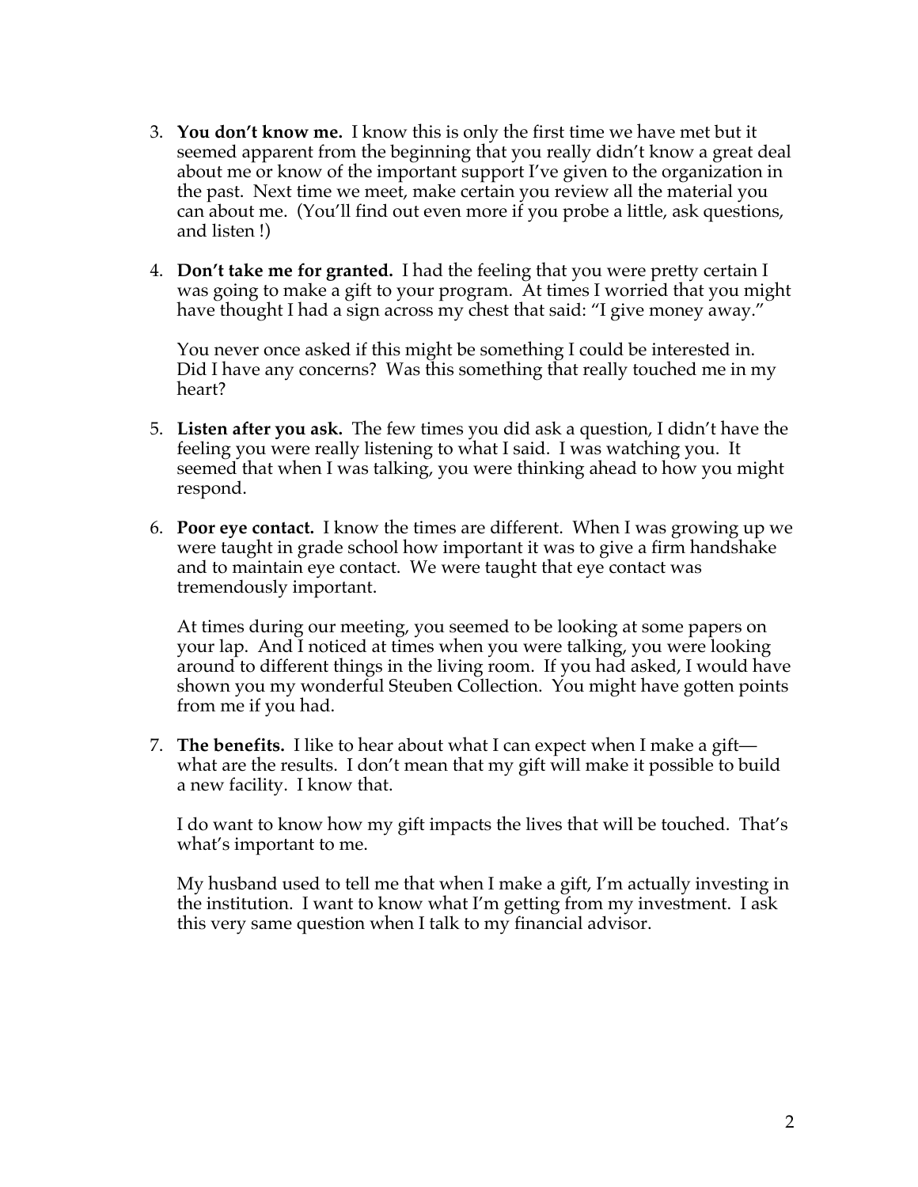3. **You don't know me.** I know this is only the first time we have met but it seemed apparent from the beginning that you really didn't know a great deal about me or know of the important support I've given to the organization in the past. Next time we meet, make certain you review all the material you can about me. (You'll find out even more if you probe a little, ask questions, and listen !)

4. **Don't take me for granted.** I had the feeling that you were pretty certain I was going to make a gift to your program. At times I worried that you might have thought I had a sign across my chest that said: "I give money away."

   You never once asked if this might be something I could be interested in. Did I have any concerns? Was this something that really touched me in my heart?

5. **Listen after you ask.** The few times you did ask a question, I didn't have the feeling you were really listening to what I said. I was watching you. It seemed that when I was talking, you were thinking ahead to how you might respond.

6. **Poor eye contact.** I know the times are different. When I was growing up we were taught in grade school how important it was to give a firm handshake and to maintain eye contact. We were taught that eye contact was tremendously important.

   At times during our meeting, you seemed to be looking at some papers on your lap. And I noticed at times when you were talking, you were looking around to different things in the living room. If you had asked, I would have shown you my wonderful Steuben Collection. You might have gotten points from me if you had.

7. **The benefits.** I like to hear about what I can expect when I make a gift—what are the results. I don't mean that my gift will make it possible to build a new facility. I know that.

   I do want to know how my gift impacts the lives that will be touched. That's what's important to me.

   My husband used to tell me that when I make a gift, I'm actually investing in the institution. I want to know what I'm getting from my investment. I ask this very same question when I talk to my financial advisor.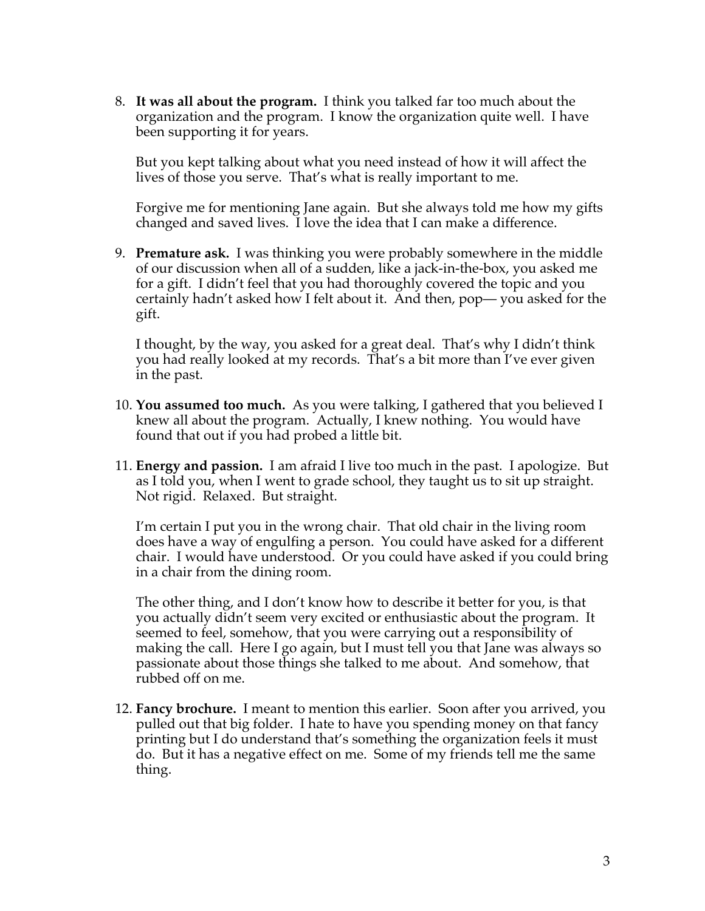8. **It was all about the program.** I think you talked far too much about the organization and the program. I know the organization quite well. I have been supporting it for years.

   But you kept talking about what you need instead of how it will affect the lives of those you serve. That's what is really important to me.

   Forgive me for mentioning Jane again. But she always told me how my gifts changed and saved lives. I love the idea that I can make a difference.

9. **Premature ask.** I was thinking you were probably somewhere in the middle of our discussion when all of a sudden, like a jack-in-the-box, you asked me for a gift. I didn't feel that you had thoroughly covered the topic and you certainly hadn't asked how I felt about it. And then, pop— you asked for the gift.

   I thought, by the way, you asked for a great deal. That's why I didn't think you had really looked at my records. That's a bit more than I've ever given in the past.

10. **You assumed too much.** As you were talking, I gathered that you believed I knew all about the program. Actually, I knew nothing. You would have found that out if you had probed a little bit.

11. **Energy and passion.** I am afraid I live too much in the past. I apologize. But as I told you, when I went to grade school, they taught us to sit up straight. Not rigid. Relaxed. But straight.

    I'm certain I put you in the wrong chair. That old chair in the living room does have a way of engulfing a person. You could have asked for a different chair. I would have understood. Or you could have asked if you could bring in a chair from the dining room.

    The other thing, and I don't know how to describe it better for you, is that you actually didn't seem very excited or enthusiastic about the program. It seemed to feel, somehow, that you were carrying out a responsibility of making the call. Here I go again, but I must tell you that Jane was always so passionate about those things she talked to me about. And somehow, that rubbed off on me.

12. **Fancy brochure.** I meant to mention this earlier. Soon after you arrived, you pulled out that big folder. I hate to have you spending money on that fancy printing but I do understand that's something the organization feels it must do. But it has a negative effect on me. Some of my friends tell me the same thing.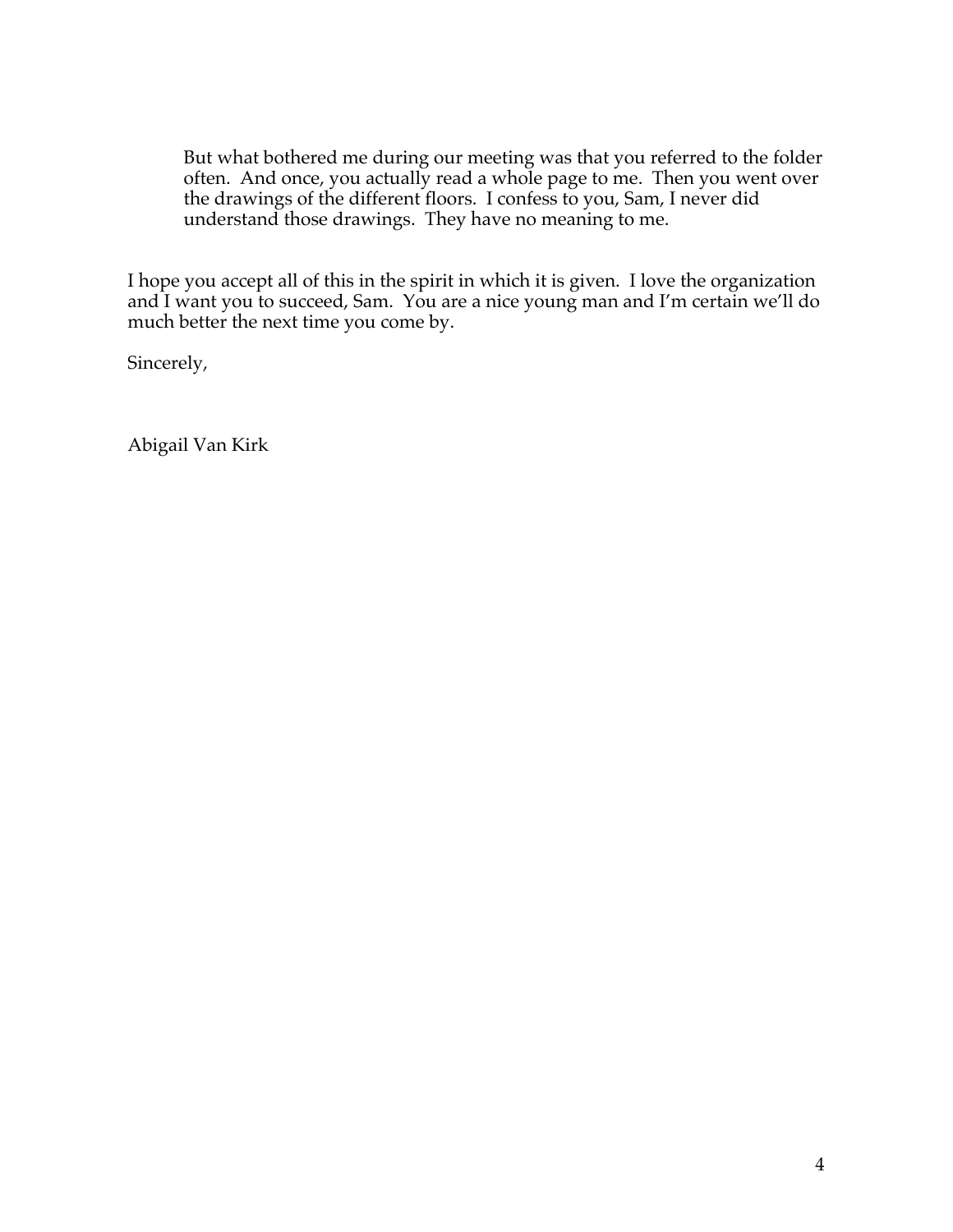> But what bothered me during our meeting was that you referred to the folder often. And once, you actually read a whole page to me. Then you went over the drawings of the different floors. I confess to you, Sam, I never did understand those drawings. They have no meaning to me.

I hope you accept all of this in the spirit in which it is given. I love the organization and I want you to succeed, Sam. You are a nice young man and I'm certain we'll do much better the next time you come by.

Sincerely,

Abigail Van Kirk